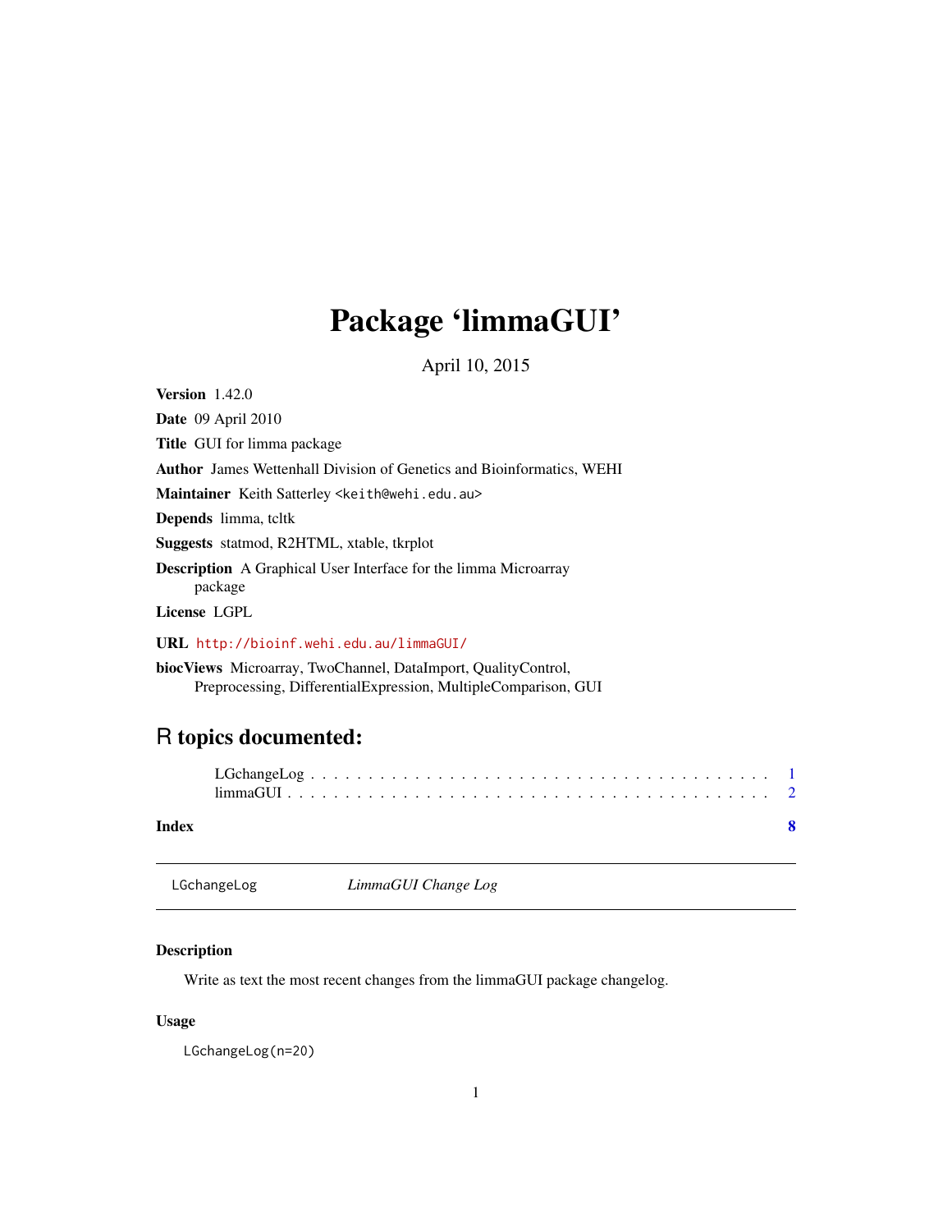# Package 'limmaGUI'

April 10, 2015

**Version** 1.42.0

**Date** 09 April 2010

**Title** GUI for limma package

**Author** James Wettenhall Division of Genetics and Bioinformatics, WEHI

**Maintainer** Keith Satterley <keith@wehi.edu.au>

**Depends** limma, tcltk

**Suggests** statmod, R2HTML, xtable, tkrplot

**Description** A Graphical User Interface for the limma Microarray package

**License** LGPL

**URL** http://bioinf.wehi.edu.au/limmaGUI/

**biocViews** Microarray, TwoChannel, DataImport, QualityControl, Preprocessing, DifferentialExpression, MultipleComparison, GUI

## R topics documented:

LGchangeLog . . . . . . . . . . . . . . . . . . . . . . . . . . . . . . . . . . . . . . 1
limmaGUI . . . . . . . . . . . . . . . . . . . . . . . . . . . . . . . . . . . . . . . . 2

**Index** 8

---

`LGchangeLog` *LimmaGUI Change Log*

---

### Description

Write as text the most recent changes from the limmaGUI package changelog.

### Usage

```
LGchangeLog(n=20)
```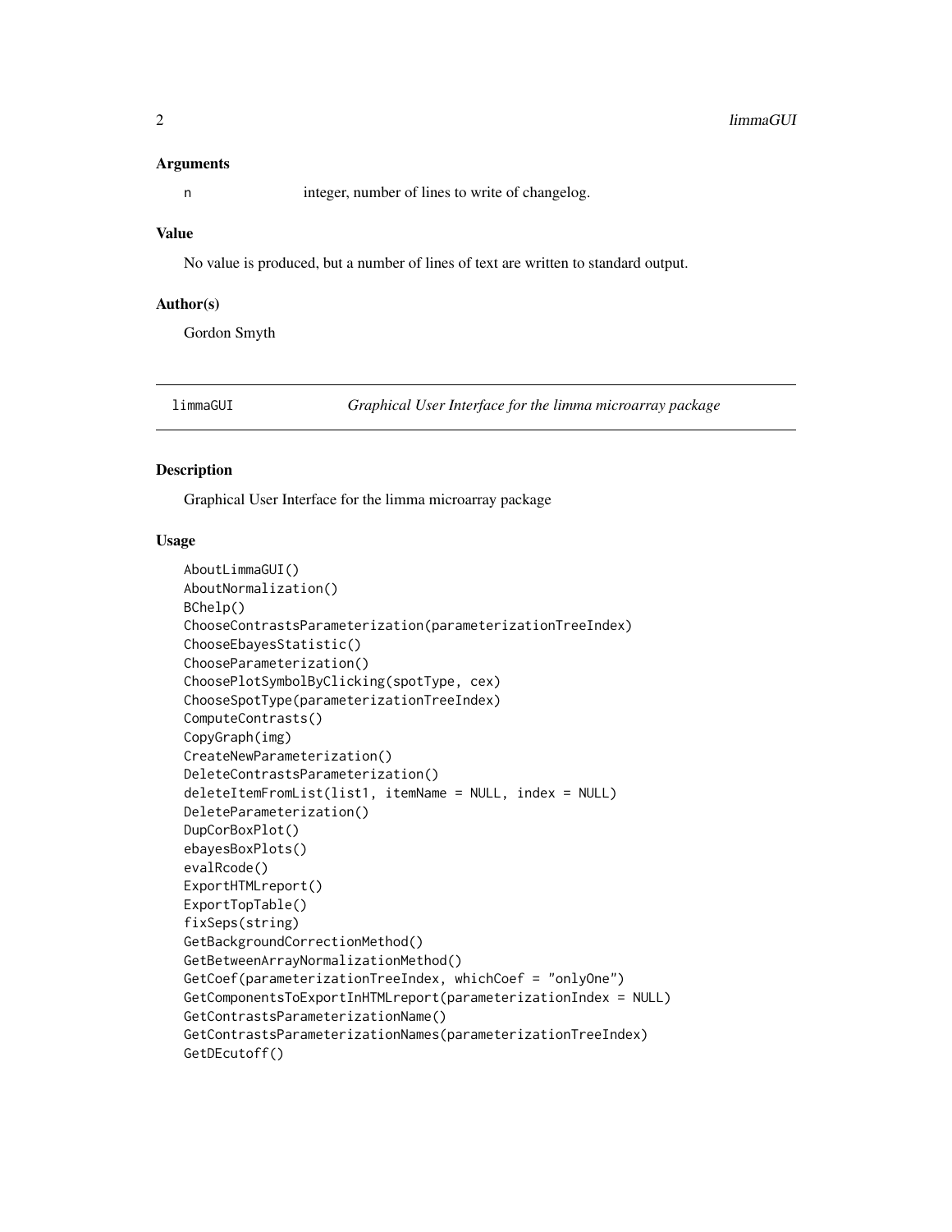## Arguments

n integer, number of lines to write of changelog.

## Value

No value is produced, but a number of lines of text are written to standard output.

## Author(s)

Gordon Smyth

---

limmaGUI *Graphical User Interface for the limma microarray package*

---

## Description

Graphical User Interface for the limma microarray package

## Usage

```
AboutLimmaGUI()
AboutNormalization()
BChelp()
ChooseContrastsParameterization(parameterizationTreeIndex)
ChooseEbayesStatistic()
ChooseParameterization()
ChoosePlotSymbolByClicking(spotType, cex)
ChooseSpotType(parameterizationTreeIndex)
ComputeContrasts()
CopyGraph(img)
CreateNewParameterization()
DeleteContrastsParameterization()
deleteItemFromList(list1, itemName = NULL, index = NULL)
DeleteParameterization()
DupCorBoxPlot()
ebayesBoxPlots()
evalRcode()
ExportHTMLreport()
ExportTopTable()
fixSeps(string)
GetBackgroundCorrectionMethod()
GetBetweenArrayNormalizationMethod()
GetCoef(parameterizationTreeIndex, whichCoef = "onlyOne")
GetComponentsToExportInHTMLreport(parameterizationIndex = NULL)
GetContrastsParameterizationName()
GetContrastsParameterizationNames(parameterizationTreeIndex)
GetDEcutoff()
```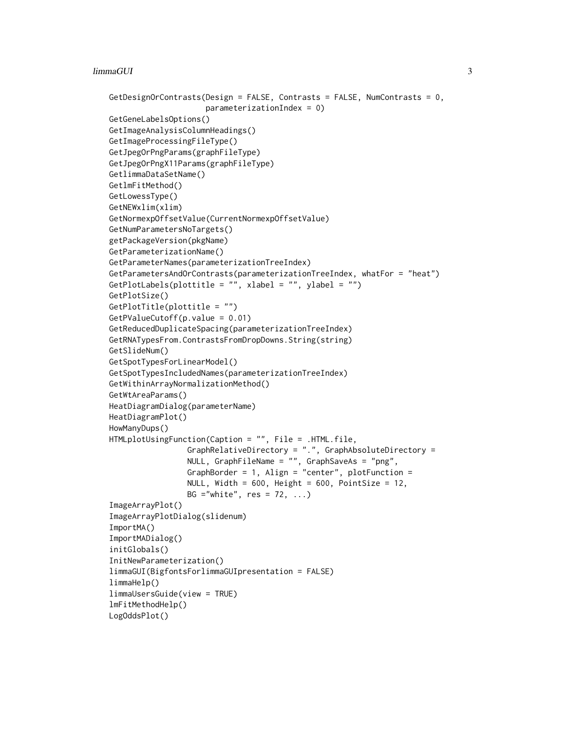```
GetDesignOrContrasts(Design = FALSE, Contrasts = FALSE, NumContrasts = 0,
                     parameterizationIndex = 0)
GetGeneLabelsOptions()
GetImageAnalysisColumnHeadings()
GetImageProcessingFileType()
GetJpegOrPngParams(graphFileType)
GetJpegOrPngX11Params(graphFileType)
GetlimmaDataSetName()
GetlmFitMethod()
GetLowessType()
GetNEWxlim(xlim)
GetNormexpOffsetValue(CurrentNormexpOffsetValue)
GetNumParametersNoTargets()
getPackageVersion(pkgName)
GetParameterizationName()
GetParameterNames(parameterizationTreeIndex)
GetParametersAndOrContrasts(parameterizationTreeIndex, whatFor = "heat")
GetPlotLabels(plottitle = "", xlabel = "", ylabel = "")
GetPlotSize()
GetPlotTitle(plottitle = "")
GetPValueCutoff(p.value = 0.01)
GetReducedDuplicateSpacing(parameterizationTreeIndex)
GetRNATypesFrom.ContrastsFromDropDowns.String(string)
GetSlideNum()
GetSpotTypesForLinearModel()
GetSpotTypesIncludedNames(parameterizationTreeIndex)
GetWithinArrayNormalizationMethod()
GetWtAreaParams()
HeatDiagramDialog(parameterName)
HeatDiagramPlot()
HowManyDups()
HTMLplotUsingFunction(Caption = "", File = .HTML.file,
                 GraphRelativeDirectory = ".", GraphAbsoluteDirectory =
                 NULL, GraphFileName = "", GraphSaveAs = "png",
                 GraphBorder = 1, Align = "center", plotFunction =
                 NULL, Width = 600, Height = 600, PointSize = 12,
                 BG ="white", res = 72, ...)
ImageArrayPlot()
ImageArrayPlotDialog(slidenum)
ImportMA()
ImportMADialog()
initGlobals()
InitNewParameterization()
limmaGUI(BigfontsForlimmaGUIpresentation = FALSE)
limmaHelp()
limmaUsersGuide(view = TRUE)
lmFitMethodHelp()
LogOddsPlot()
```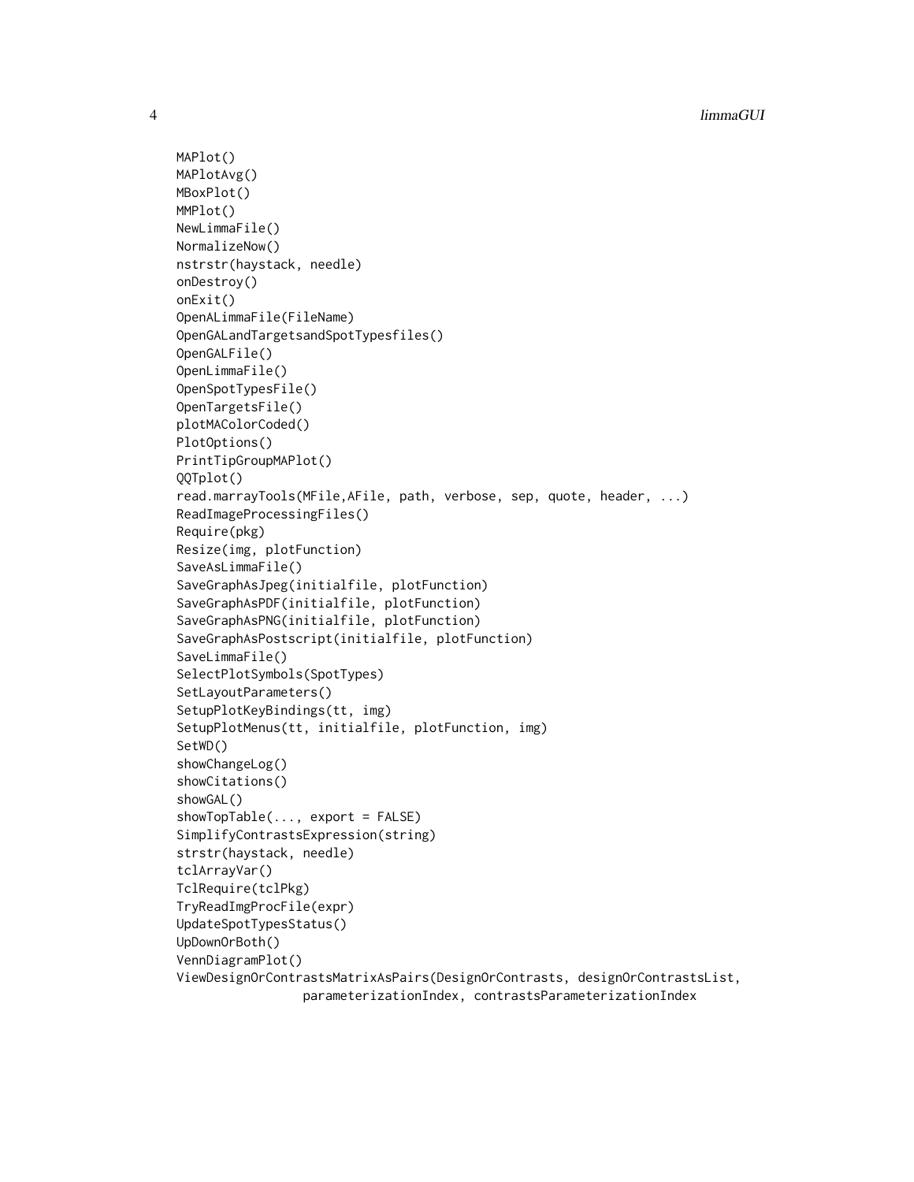```
MAPlot()
MAPlotAvg()
MBoxPlot()
MMPlot()
NewLimmaFile()
NormalizeNow()
nstrstr(haystack, needle)
onDestroy()
onExit()
OpenALimmaFile(FileName)
OpenGALandTargetsandSpotTypesfiles()
OpenGALFile()
OpenLimmaFile()
OpenSpotTypesFile()
OpenTargetsFile()
plotMAColorCoded()
PlotOptions()
PrintTipGroupMAPlot()
QQTplot()
read.marrayTools(MFile,AFile, path, verbose, sep, quote, header, ...)
ReadImageProcessingFiles()
Require(pkg)
Resize(img, plotFunction)
SaveAsLimmaFile()
SaveGraphAsJpeg(initialfile, plotFunction)
SaveGraphAsPDF(initialfile, plotFunction)
SaveGraphAsPNG(initialfile, plotFunction)
SaveGraphAsPostscript(initialfile, plotFunction)
SaveLimmaFile()
SelectPlotSymbols(SpotTypes)
SetLayoutParameters()
SetupPlotKeyBindings(tt, img)
SetupPlotMenus(tt, initialfile, plotFunction, img)
SetWD()
showChangeLog()
showCitations()
showGAL()
showTopTable(..., export = FALSE)
SimplifyContrastsExpression(string)
strstr(haystack, needle)
tclArrayVar()
TclRequire(tclPkg)
TryReadImgProcFile(expr)
UpdateSpotTypesStatus()
UpDownOrBoth()
VennDiagramPlot()
ViewDesignOrContrastsMatrixAsPairs(DesignOrContrasts, designOrContrastsList,
                parameterizationIndex, contrastsParameterizationIndex
```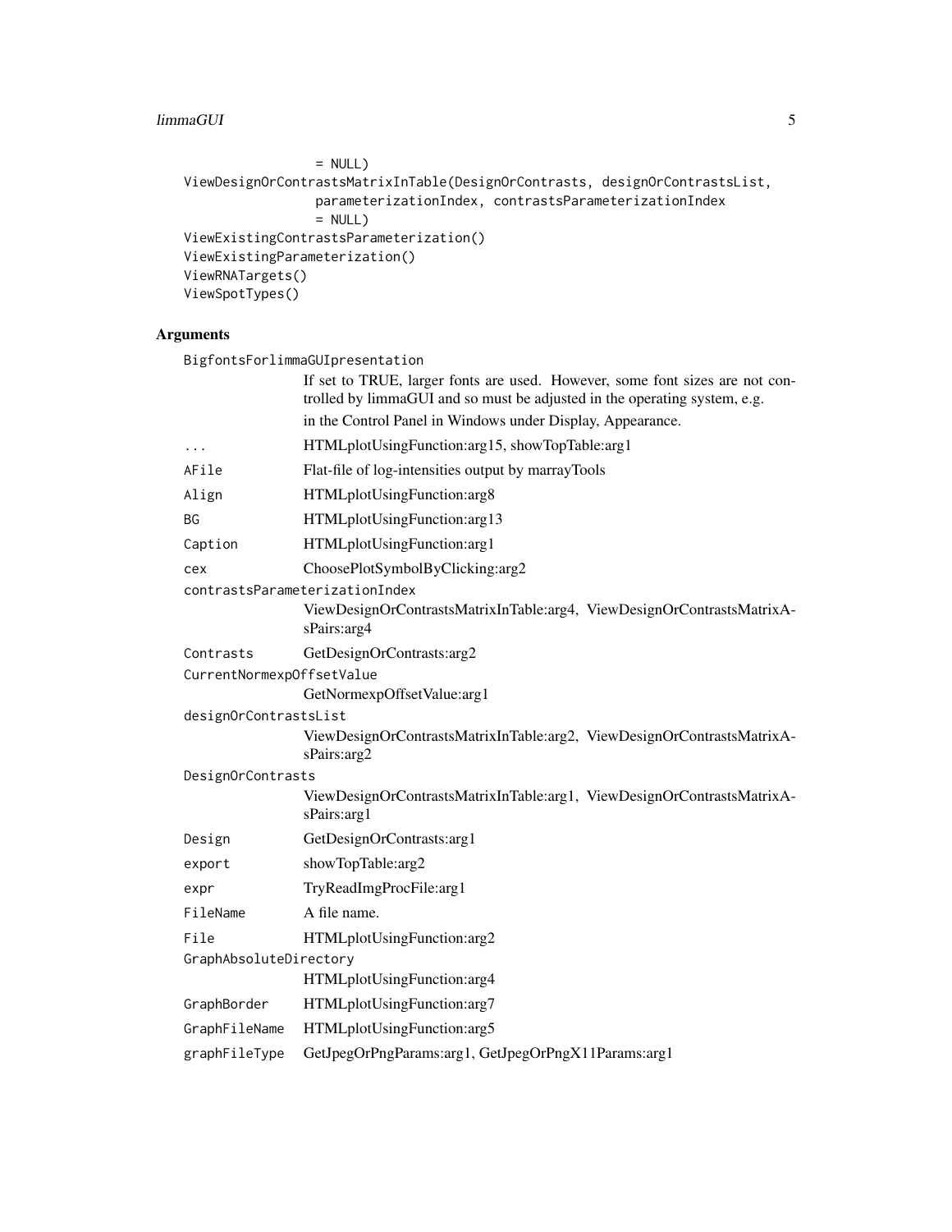```
                  = NULL)
ViewDesignOrContrastsMatrixInTable(DesignOrContrasts, designOrContrastsList,
                  parameterizationIndex, contrastsParameterizationIndex
                  = NULL)
ViewExistingContrastsParameterization()
ViewExistingParameterization()
ViewRNATargets()
ViewSpotTypes()
```

## Arguments

| | |
|---|---|
| `BigfontsForlimmaGUIpresentation` | If set to TRUE, larger fonts are used. However, some font sizes are not controlled by limmaGUI and so must be adjusted in the operating system, e.g. in the Control Panel in Windows under Display, Appearance. |
| `...` | HTMLplotUsingFunction:arg15, showTopTable:arg1 |
| `AFile` | Flat-file of log-intensities output by marrayTools |
| `Align` | HTMLplotUsingFunction:arg8 |
| `BG` | HTMLplotUsingFunction:arg13 |
| `Caption` | HTMLplotUsingFunction:arg1 |
| `cex` | ChoosePlotSymbolByClicking:arg2 |
| `contrastsParameterizationIndex` | ViewDesignOrContrastsMatrixInTable:arg4, ViewDesignOrContrastsMatrixAsPairs:arg4 |
| `Contrasts` | GetDesignOrContrasts:arg2 |
| `CurrentNormexpOffsetValue` | GetNormexpOffsetValue:arg1 |
| `designOrContrastsList` | ViewDesignOrContrastsMatrixInTable:arg2, ViewDesignOrContrastsMatrixAsPairs:arg2 |
| `DesignOrContrasts` | ViewDesignOrContrastsMatrixInTable:arg1, ViewDesignOrContrastsMatrixAsPairs:arg1 |
| `Design` | GetDesignOrContrasts:arg1 |
| `export` | showTopTable:arg2 |
| `expr` | TryReadImgProcFile:arg1 |
| `FileName` | A file name. |
| `File` | HTMLplotUsingFunction:arg2 |
| `GraphAbsoluteDirectory` | HTMLplotUsingFunction:arg4 |
| `GraphBorder` | HTMLplotUsingFunction:arg7 |
| `GraphFileName` | HTMLplotUsingFunction:arg5 |
| `graphFileType` | GetJpegOrPngParams:arg1, GetJpegOrPngX11Params:arg1 |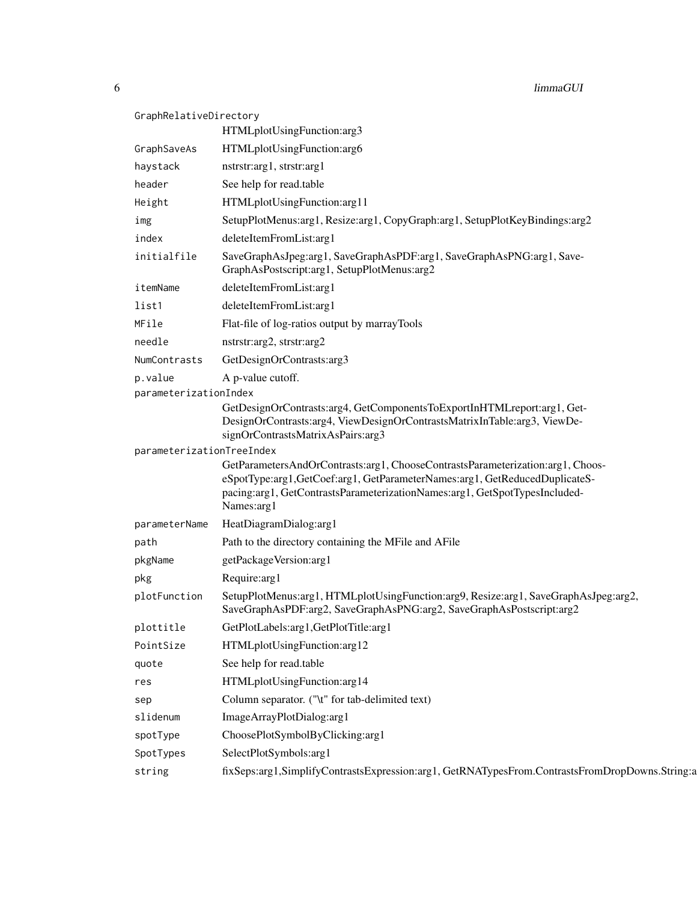| | |
|---|---|
| `GraphRelativeDirectory` | HTMLplotUsingFunction:arg3 |
| `GraphSaveAs` | HTMLplotUsingFunction:arg6 |
| `haystack` | nstrstr:arg1, strstr:arg1 |
| `header` | See help for read.table |
| `Height` | HTMLplotUsingFunction:arg11 |
| `img` | SetupPlotMenus:arg1, Resize:arg1, CopyGraph:arg1, SetupPlotKeyBindings:arg2 |
| `index` | deleteItemFromList:arg1 |
| `initialfile` | SaveGraphAsJpeg:arg1, SaveGraphAsPDF:arg1, SaveGraphAsPNG:arg1, SaveGraphAsPostscript:arg1, SetupPlotMenus:arg2 |
| `itemName` | deleteItemFromList:arg1 |
| `list1` | deleteItemFromList:arg1 |
| `MFile` | Flat-file of log-ratios output by marrayTools |
| `needle` | nstrstr:arg2, strstr:arg2 |
| `NumContrasts` | GetDesignOrContrasts:arg3 |
| `p.value` | A p-value cutoff. |
| `parameterizationIndex` | GetDesignOrContrasts:arg4, GetComponentsToExportInHTMLreport:arg1, GetDesignOrContrasts:arg4, ViewDesignOrContrastsMatrixInTable:arg3, ViewDesignOrContrastsMatrixAsPairs:arg3 |
| `parameterizationTreeIndex` | GetParametersAndOrContrasts:arg1, ChooseContrastsParameterization:arg1, ChooseSpotType:arg1,GetCoef:arg1, GetParameterNames:arg1, GetReducedDuplicateSpacing:arg1, GetContrastsParameterizationNames:arg1, GetSpotTypesIncludedNames:arg1 |
| `parameterName` | HeatDiagramDialog:arg1 |
| `path` | Path to the directory containing the MFile and AFile |
| `pkgName` | getPackageVersion:arg1 |
| `pkg` | Require:arg1 |
| `plotFunction` | SetupPlotMenus:arg1, HTMLplotUsingFunction:arg9, Resize:arg1, SaveGraphAsJpeg:arg2, SaveGraphAsPDF:arg2, SaveGraphAsPNG:arg2, SaveGraphAsPostscript:arg2 |
| `plottitle` | GetPlotLabels:arg1,GetPlotTitle:arg1 |
| `PointSize` | HTMLplotUsingFunction:arg12 |
| `quote` | See help for read.table |
| `res` | HTMLplotUsingFunction:arg14 |
| `sep` | Column separator. ("\t" for tab-delimited text) |
| `slidenum` | ImageArrayPlotDialog:arg1 |
| `spotType` | ChoosePlotSymbolByClicking:arg1 |
| `SpotTypes` | SelectPlotSymbols:arg1 |
| `string` | fixSeps:arg1,SimplifyContrastsExpression:arg1, GetRNATypesFrom.ContrastsFromDropDowns.String:a |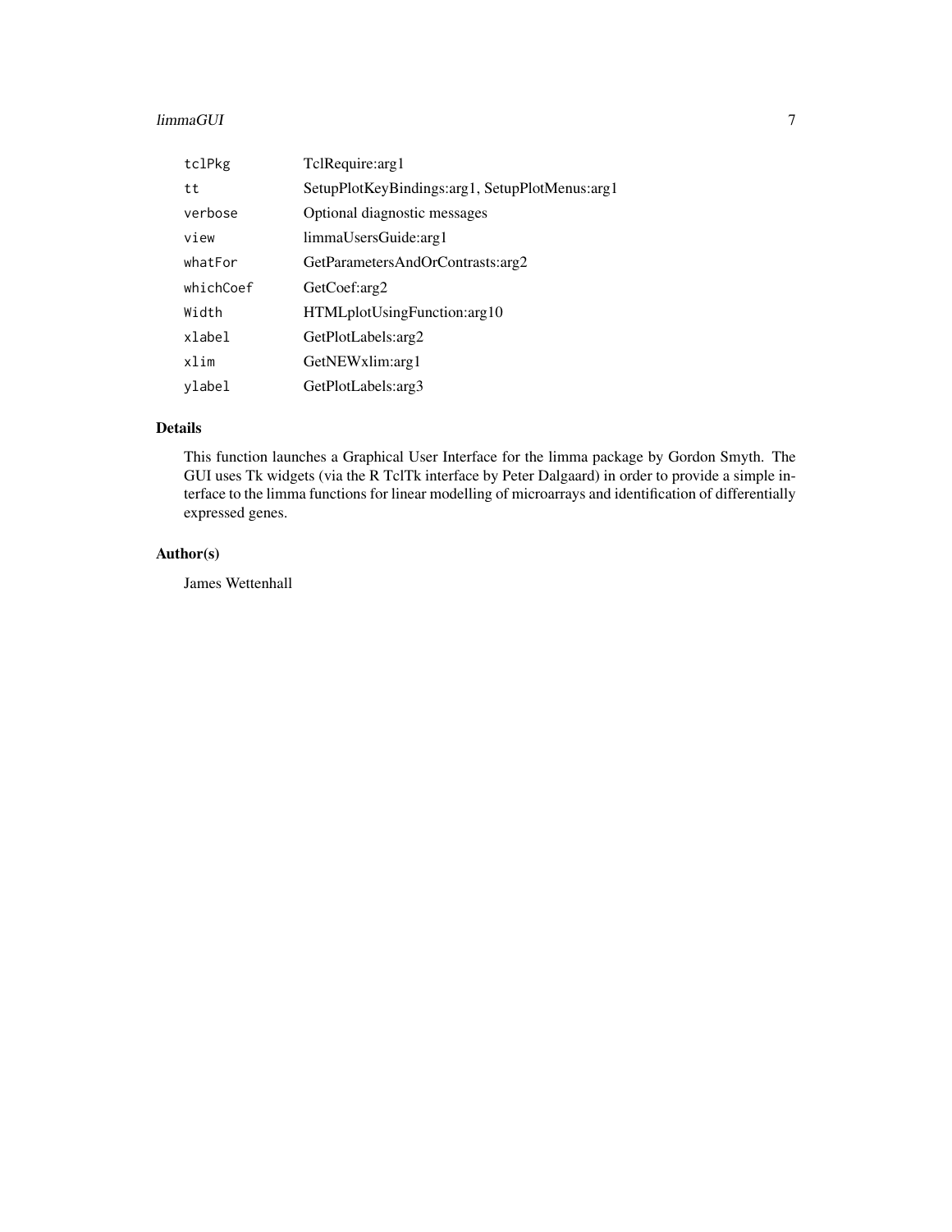| | |
|---|---|
| tclPkg | TclRequire:arg1 |
| tt | SetupPlotKeyBindings:arg1, SetupPlotMenus:arg1 |
| verbose | Optional diagnostic messages |
| view | limmaUsersGuide:arg1 |
| whatFor | GetParametersAndOrContrasts:arg2 |
| whichCoef | GetCoef:arg2 |
| Width | HTMLplotUsingFunction:arg10 |
| xlabel | GetPlotLabels:arg2 |
| xlim | GetNEWxlim:arg1 |
| ylabel | GetPlotLabels:arg3 |

## Details

This function launches a Graphical User Interface for the limma package by Gordon Smyth. The GUI uses Tk widgets (via the R TclTk interface by Peter Dalgaard) in order to provide a simple interface to the limma functions for linear modelling of microarrays and identification of differentially expressed genes.

## Author(s)

James Wettenhall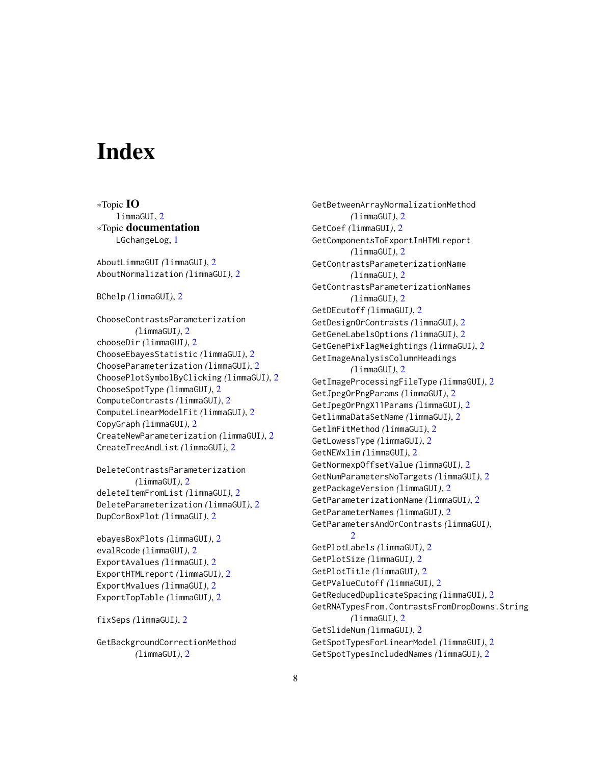# Index

*Topic **IO**
  limmaGUI, 2

*Topic **documentation**
  LGchangeLog, 1

AboutLimmaGUI *(limmaGUI)*, 2
AboutNormalization *(limmaGUI)*, 2

BChelp *(limmaGUI)*, 2

ChooseContrastsParameterization *(limmaGUI)*, 2
chooseDir *(limmaGUI)*, 2
ChooseEbayesStatistic *(limmaGUI)*, 2
ChooseParameterization *(limmaGUI)*, 2
ChoosePlotSymbolByClicking *(limmaGUI)*, 2
ChooseSpotType *(limmaGUI)*, 2
ComputeContrasts *(limmaGUI)*, 2
ComputeLinearModelFit *(limmaGUI)*, 2
CopyGraph *(limmaGUI)*, 2
CreateNewParameterization *(limmaGUI)*, 2
CreateTreeAndList *(limmaGUI)*, 2

DeleteContrastsParameterization *(limmaGUI)*, 2
deleteItemFromList *(limmaGUI)*, 2
DeleteParameterization *(limmaGUI)*, 2
DupCorBoxPlot *(limmaGUI)*, 2

ebayesBoxPlots *(limmaGUI)*, 2
evalRcode *(limmaGUI)*, 2
ExportAvalues *(limmaGUI)*, 2
ExportHTMLreport *(limmaGUI)*, 2
ExportMvalues *(limmaGUI)*, 2
ExportTopTable *(limmaGUI)*, 2

fixSeps *(limmaGUI)*, 2

GetBackgroundCorrectionMethod *(limmaGUI)*, 2
GetBetweenArrayNormalizationMethod *(limmaGUI)*, 2
GetCoef *(limmaGUI)*, 2
GetComponentsToExportInHTMLreport *(limmaGUI)*, 2
GetContrastsParameterizationName *(limmaGUI)*, 2
GetContrastsParameterizationNames *(limmaGUI)*, 2
GetDEcutoff *(limmaGUI)*, 2
GetDesignOrContrasts *(limmaGUI)*, 2
GetGeneLabelsOptions *(limmaGUI)*, 2
GetGenePixFlagWeightings *(limmaGUI)*, 2
GetImageAnalysisColumnHeadings *(limmaGUI)*, 2
GetImageProcessingFileType *(limmaGUI)*, 2
GetJpegOrPngParams *(limmaGUI)*, 2
GetJpegOrPngX11Params *(limmaGUI)*, 2
GetlimmaDataSetName *(limmaGUI)*, 2
GetlmFitMethod *(limmaGUI)*, 2
GetLowessType *(limmaGUI)*, 2
GetNEWxlim *(limmaGUI)*, 2
GetNormexpOffsetValue *(limmaGUI)*, 2
GetNumParametersNoTargets *(limmaGUI)*, 2
getPackageVersion *(limmaGUI)*, 2
GetParameterizationName *(limmaGUI)*, 2
GetParameterNames *(limmaGUI)*, 2
GetParametersAndOrContrasts *(limmaGUI)*, 2
GetPlotLabels *(limmaGUI)*, 2
GetPlotSize *(limmaGUI)*, 2
GetPlotTitle *(limmaGUI)*, 2
GetPValueCutoff *(limmaGUI)*, 2
GetReducedDuplicateSpacing *(limmaGUI)*, 2
GetRNATypesFrom.ContrastsFromDropDowns.String *(limmaGUI)*, 2
GetSlideNum *(limmaGUI)*, 2
GetSpotTypesForLinearModel *(limmaGUI)*, 2
GetSpotTypesIncludedNames *(limmaGUI)*, 2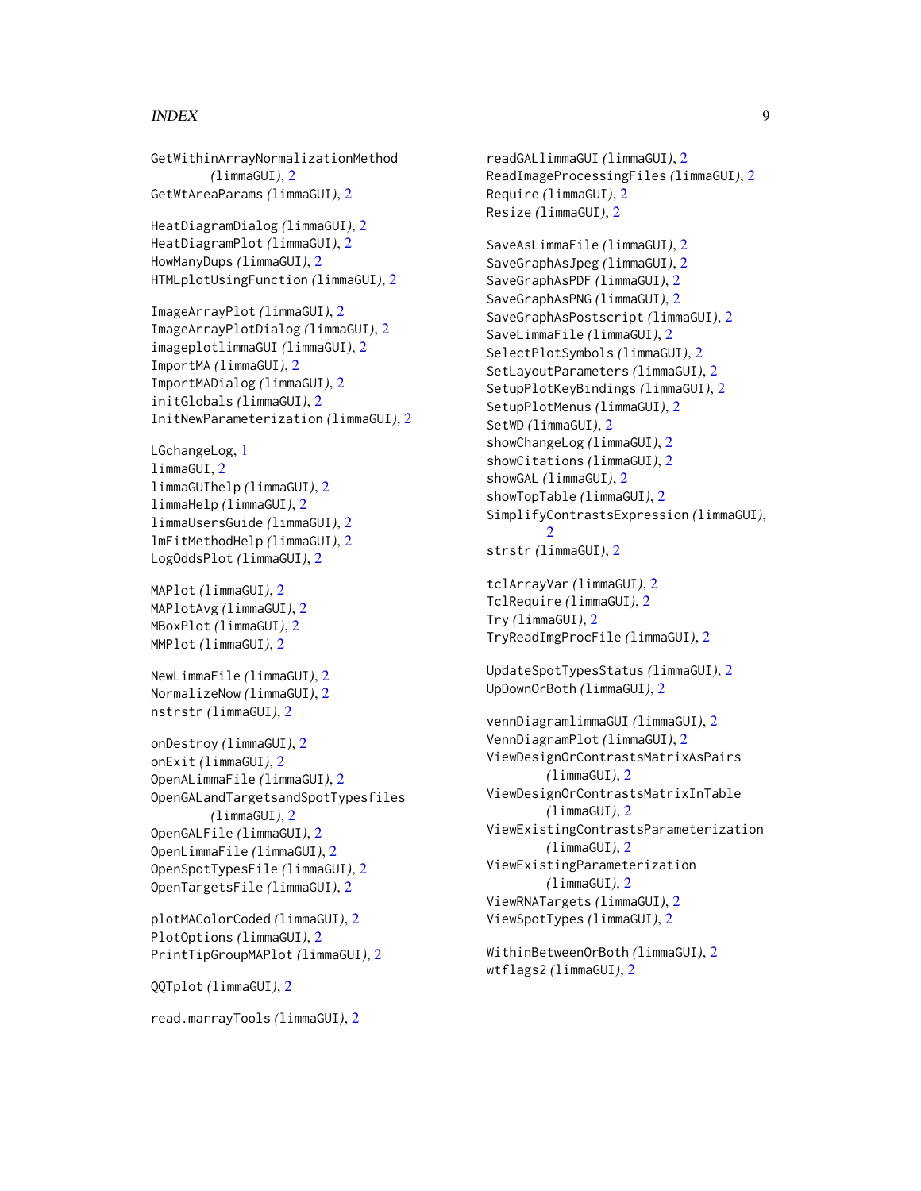GetWithinArrayNormalizationMethod (limmaGUI), 2
GetWtAreaParams (limmaGUI), 2

HeatDiagramDialog (limmaGUI), 2
HeatDiagramPlot (limmaGUI), 2
HowManyDups (limmaGUI), 2
HTMLplotUsingFunction (limmaGUI), 2

ImageArrayPlot (limmaGUI), 2
ImageArrayPlotDialog (limmaGUI), 2
imageplotlimmaGUI (limmaGUI), 2
ImportMA (limmaGUI), 2
ImportMADialog (limmaGUI), 2
initGlobals (limmaGUI), 2
InitNewParameterization (limmaGUI), 2

LGchangeLog, 1
limmaGUI, 2
limmaGUIhelp (limmaGUI), 2
limmaHelp (limmaGUI), 2
limmaUsersGuide (limmaGUI), 2
lmFitMethodHelp (limmaGUI), 2
LogOddsPlot (limmaGUI), 2

MAPlot (limmaGUI), 2
MAPlotAvg (limmaGUI), 2
MBoxPlot (limmaGUI), 2
MMPlot (limmaGUI), 2

NewLimmaFile (limmaGUI), 2
NormalizeNow (limmaGUI), 2
nstrstr (limmaGUI), 2

onDestroy (limmaGUI), 2
onExit (limmaGUI), 2
OpenALimmaFile (limmaGUI), 2
OpenGALandTargetsandSpotTypesfiles (limmaGUI), 2
OpenGALFile (limmaGUI), 2
OpenLimmaFile (limmaGUI), 2
OpenSpotTypesFile (limmaGUI), 2
OpenTargetsFile (limmaGUI), 2

plotMAColorCoded (limmaGUI), 2
PlotOptions (limmaGUI), 2
PrintTipGroupMAPlot (limmaGUI), 2

QQTplot (limmaGUI), 2

read.marrayTools (limmaGUI), 2
readGALlimmaGUI (limmaGUI), 2
ReadImageProcessingFiles (limmaGUI), 2
Require (limmaGUI), 2
Resize (limmaGUI), 2

SaveAsLimmaFile (limmaGUI), 2
SaveGraphAsJpeg (limmaGUI), 2
SaveGraphAsPDF (limmaGUI), 2
SaveGraphAsPNG (limmaGUI), 2
SaveGraphAsPostscript (limmaGUI), 2
SaveLimmaFile (limmaGUI), 2
SelectPlotSymbols (limmaGUI), 2
SetLayoutParameters (limmaGUI), 2
SetupPlotKeyBindings (limmaGUI), 2
SetupPlotMenus (limmaGUI), 2
SetWD (limmaGUI), 2
showChangeLog (limmaGUI), 2
showCitations (limmaGUI), 2
showGAL (limmaGUI), 2
showTopTable (limmaGUI), 2
SimplifyContrastsExpression (limmaGUI), 2
strstr (limmaGUI), 2

tclArrayVar (limmaGUI), 2
TclRequire (limmaGUI), 2
Try (limmaGUI), 2
TryReadImgProcFile (limmaGUI), 2

UpdateSpotTypesStatus (limmaGUI), 2
UpDownOrBoth (limmaGUI), 2

vennDiagramlimmaGUI (limmaGUI), 2
VennDiagramPlot (limmaGUI), 2
ViewDesignOrContrastsMatrixAsPairs (limmaGUI), 2
ViewDesignOrContrastsMatrixInTable (limmaGUI), 2
ViewExistingContrastsParameterization (limmaGUI), 2
ViewExistingParameterization (limmaGUI), 2
ViewRNATargets (limmaGUI), 2
ViewSpotTypes (limmaGUI), 2

WithinBetweenOrBoth (limmaGUI), 2
wtflags2 (limmaGUI), 2